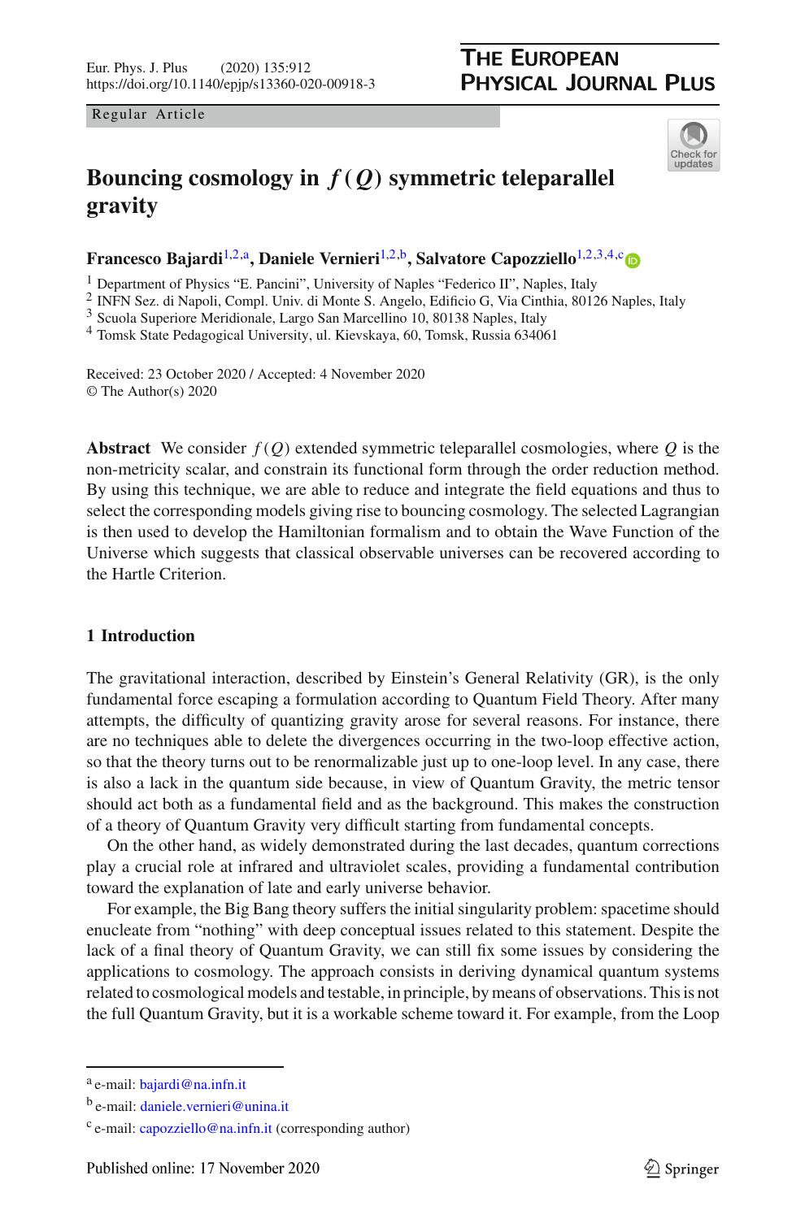Regular Article

# Bouncing cosmology in $f(Q)$ symmetric teleparallel gravity

**Francesco Bajardi**[1,2,a], **Daniele Vernieri**[1,2,b], **Salvatore Capozziello**[1,2,3,4,c]

[1] Department of Physics "E. Pancini", University of Naples "Federico II", Naples, Italy
[2] INFN Sez. di Napoli, Compl. Univ. di Monte S. Angelo, Edificio G, Via Cinthia, 80126 Naples, Italy
[3] Scuola Superiore Meridionale, Largo San Marcellino 10, 80138 Naples, Italy
[4] Tomsk State Pedagogical University, ul. Kievskaya, 60, Tomsk, Russia 634061

Received: 23 October 2020 / Accepted: 4 November 2020
© The Author(s) 2020

**Abstract** We consider $f(Q)$ extended symmetric teleparallel cosmologies, where $Q$ is the non-metricity scalar, and constrain its functional form through the order reduction method. By using this technique, we are able to reduce and integrate the field equations and thus to select the corresponding models giving rise to bouncing cosmology. The selected Lagrangian is then used to develop the Hamiltonian formalism and to obtain the Wave Function of the Universe which suggests that classical observable universes can be recovered according to the Hartle Criterion.

## 1 Introduction

The gravitational interaction, described by Einstein's General Relativity (GR), is the only fundamental force escaping a formulation according to Quantum Field Theory. After many attempts, the difficulty of quantizing gravity arose for several reasons. For instance, there are no techniques able to delete the divergences occurring in the two-loop effective action, so that the theory turns out to be renormalizable just up to one-loop level. In any case, there is also a lack in the quantum side because, in view of Quantum Gravity, the metric tensor should act both as a fundamental field and as the background. This makes the construction of a theory of Quantum Gravity very difficult starting from fundamental concepts.

On the other hand, as widely demonstrated during the last decades, quantum corrections play a crucial role at infrared and ultraviolet scales, providing a fundamental contribution toward the explanation of late and early universe behavior.

For example, the Big Bang theory suffers the initial singularity problem: spacetime should enucleate from "nothing" with deep conceptual issues related to this statement. Despite the lack of a final theory of Quantum Gravity, we can still fix some issues by considering the applications to cosmology. The approach consists in deriving dynamical quantum systems related to cosmological models and testable, in principle, by means of observations. This is not the full Quantum Gravity, but it is a workable scheme toward it. For example, from the Loop

[a] e-mail: bajardi@na.infn.it

[b] e-mail: daniele.vernieri@unina.it

[c] e-mail: capozziello@na.infn.it (corresponding author)

Published online: 17 November 2020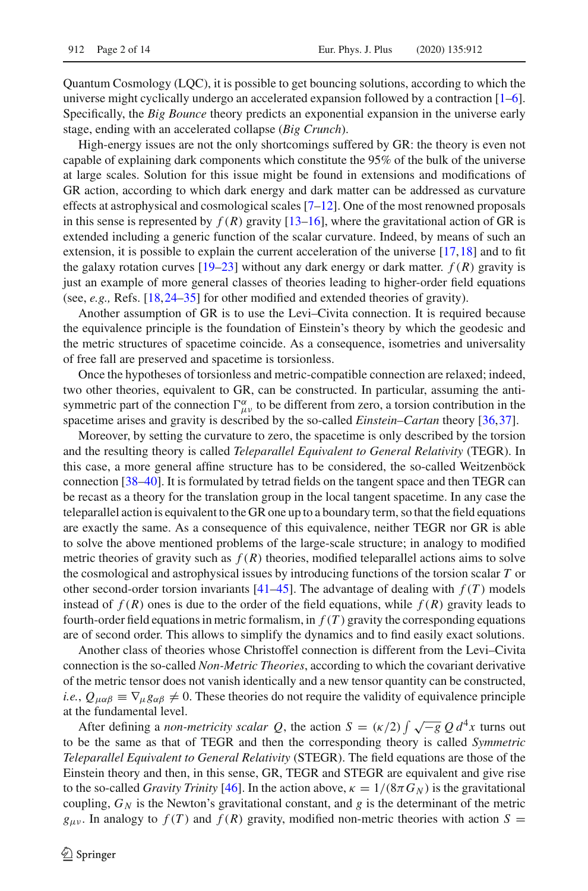Quantum Cosmology (LQC), it is possible to get bouncing solutions, according to which the universe might cyclically undergo an accelerated expansion followed by a contraction [1–6]. Specifically, the *Big Bounce* theory predicts an exponential expansion in the universe early stage, ending with an accelerated collapse (*Big Crunch*).

High-energy issues are not the only shortcomings suffered by GR: the theory is even not capable of explaining dark components which constitute the 95% of the bulk of the universe at large scales. Solution for this issue might be found in extensions and modifications of GR action, according to which dark energy and dark matter can be addressed as curvature effects at astrophysical and cosmological scales [7–12]. One of the most renowned proposals in this sense is represented by $f(R)$ gravity [13–16], where the gravitational action of GR is extended including a generic function of the scalar curvature. Indeed, by means of such an extension, it is possible to explain the current acceleration of the universe [17,18] and to fit the galaxy rotation curves [19–23] without any dark energy or dark matter. $f(R)$ gravity is just an example of more general classes of theories leading to higher-order field equations (see, *e.g.,* Refs. [18,24–35] for other modified and extended theories of gravity).

Another assumption of GR is to use the Levi–Civita connection. It is required because the equivalence principle is the foundation of Einstein's theory by which the geodesic and the metric structures of spacetime coincide. As a consequence, isometries and universality of free fall are preserved and spacetime is torsionless.

Once the hypotheses of torsionless and metric-compatible connection are relaxed; indeed, two other theories, equivalent to GR, can be constructed. In particular, assuming the anti-symmetric part of the connection $\Gamma^{\alpha}_{\mu\nu}$ to be different from zero, a torsion contribution in the spacetime arises and gravity is described by the so-called *Einstein–Cartan* theory [36,37].

Moreover, by setting the curvature to zero, the spacetime is only described by the torsion and the resulting theory is called *Teleparallel Equivalent to General Relativity* (TEGR). In this case, a more general affine structure has to be considered, the so-called Weitzenböck connection [38–40]. It is formulated by tetrad fields on the tangent space and then TEGR can be recast as a theory for the translation group in the local tangent spacetime. In any case the teleparallel action is equivalent to the GR one up to a boundary term, so that the field equations are exactly the same. As a consequence of this equivalence, neither TEGR nor GR is able to solve the above mentioned problems of the large-scale structure; in analogy to modified metric theories of gravity such as $f(R)$ theories, modified teleparallel actions aims to solve the cosmological and astrophysical issues by introducing functions of the torsion scalar $T$ or other second-order torsion invariants [41–45]. The advantage of dealing with $f(T)$ models instead of $f(R)$ ones is due to the order of the field equations, while $f(R)$ gravity leads to fourth-order field equations in metric formalism, in $f(T)$ gravity the corresponding equations are of second order. This allows to simplify the dynamics and to find easily exact solutions.

Another class of theories whose Christoffel connection is different from the Levi–Civita connection is the so-called *Non-Metric Theories*, according to which the covariant derivative of the metric tensor does not vanish identically and a new tensor quantity can be constructed, *i.e.*, $Q_{\mu\alpha\beta} \equiv \nabla_{\mu} g_{\alpha\beta} \neq 0$. These theories do not require the validity of equivalence principle at the fundamental level.

After defining a *non-metricity scalar* $Q$, the action $S = (\kappa/2)\int \sqrt{-g}\, Q\, d^4x$ turns out to be the same as that of TEGR and then the corresponding theory is called *Symmetric Teleparallel Equivalent to General Relativity* (STEGR). The field equations are those of the Einstein theory and then, in this sense, GR, TEGR and STEGR are equivalent and give rise to the so-called *Gravity Trinity* [46]. In the action above, $\kappa = 1/(8\pi G_N)$ is the gravitational coupling, $G_N$ is the Newton's gravitational constant, and $g$ is the determinant of the metric $g_{\mu\nu}$. In analogy to $f(T)$ and $f(R)$ gravity, modified non-metric theories with action $S =$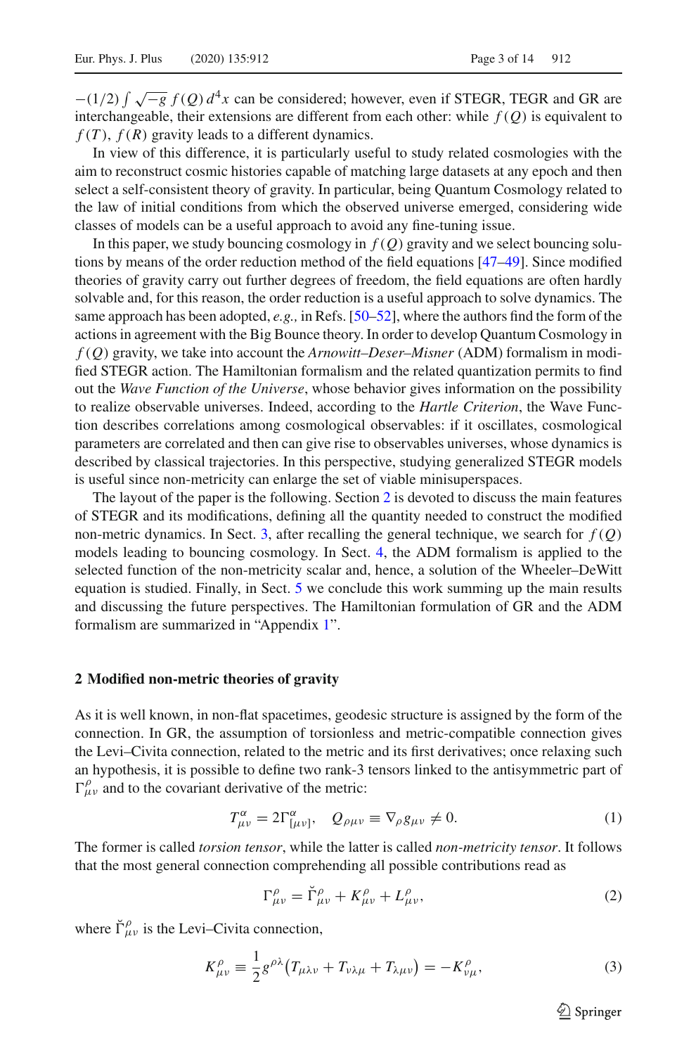$-(1/2)\int\sqrt{-g}\,f(Q)\,d^4x$ can be considered; however, even if STEGR, TEGR and GR are interchangeable, their extensions are different from each other: while $f(Q)$ is equivalent to $f(T)$, $f(R)$ gravity leads to a different dynamics.

In view of this difference, it is particularly useful to study related cosmologies with the aim to reconstruct cosmic histories capable of matching large datasets at any epoch and then select a self-consistent theory of gravity. In particular, being Quantum Cosmology related to the law of initial conditions from which the observed universe emerged, considering wide classes of models can be a useful approach to avoid any fine-tuning issue.

In this paper, we study bouncing cosmology in $f(Q)$ gravity and we select bouncing solutions by means of the order reduction method of the field equations [47–49]. Since modified theories of gravity carry out further degrees of freedom, the field equations are often hardly solvable and, for this reason, the order reduction is a useful approach to solve dynamics. The same approach has been adopted, *e.g.,* in Refs. [50–52], where the authors find the form of the actions in agreement with the Big Bounce theory. In order to develop Quantum Cosmology in $f(Q)$ gravity, we take into account the *Arnowitt–Deser–Misner* (ADM) formalism in modified STEGR action. The Hamiltonian formalism and the related quantization permits to find out the *Wave Function of the Universe*, whose behavior gives information on the possibility to realize observable universes. Indeed, according to the *Hartle Criterion*, the Wave Function describes correlations among cosmological observables: if it oscillates, cosmological parameters are correlated and then can give rise to observables universes, whose dynamics is described by classical trajectories. In this perspective, studying generalized STEGR models is useful since non-metricity can enlarge the set of viable minisuperspaces.

The layout of the paper is the following. Section 2 is devoted to discuss the main features of STEGR and its modifications, defining all the quantity needed to construct the modified non-metric dynamics. In Sect. 3, after recalling the general technique, we search for $f(Q)$ models leading to bouncing cosmology. In Sect. 4, the ADM formalism is applied to the selected function of the non-metricity scalar and, hence, a solution of the Wheeler–DeWitt equation is studied. Finally, in Sect. 5 we conclude this work summing up the main results and discussing the future perspectives. The Hamiltonian formulation of GR and the ADM formalism are summarized in "Appendix 1".

## 2 Modified non-metric theories of gravity

As it is well known, in non-flat spacetimes, geodesic structure is assigned by the form of the connection. In GR, the assumption of torsionless and metric-compatible connection gives the Levi–Civita connection, related to the metric and its first derivatives; once relaxing such an hypothesis, it is possible to define two rank-3 tensors linked to the antisymmetric part of $\Gamma^{\rho}_{\mu\nu}$ and to the covariant derivative of the metric:

$$T^{\alpha}_{\mu\nu} = 2\Gamma^{\alpha}_{[\mu\nu]}, \quad Q_{\rho\mu\nu} \equiv \nabla_{\rho} g_{\mu\nu} \neq 0. \tag{1}$$

The former is called *torsion tensor*, while the latter is called *non-metricity tensor*. It follows that the most general connection comprehending all possible contributions read as

$$\Gamma^{\rho}_{\mu\nu} = \check{\Gamma}^{\rho}_{\mu\nu} + K^{\rho}_{\mu\nu} + L^{\rho}_{\mu\nu}, \tag{2}$$

where $\check{\Gamma}^{\rho}_{\mu\nu}$ is the Levi–Civita connection,

$$K^{\rho}_{\mu\nu} \equiv \frac{1}{2} g^{\rho\lambda}\big(T_{\mu\lambda\nu} + T_{\nu\lambda\mu} + T_{\lambda\mu\nu}\big) = -K^{\rho}_{\nu\mu}, \tag{3}$$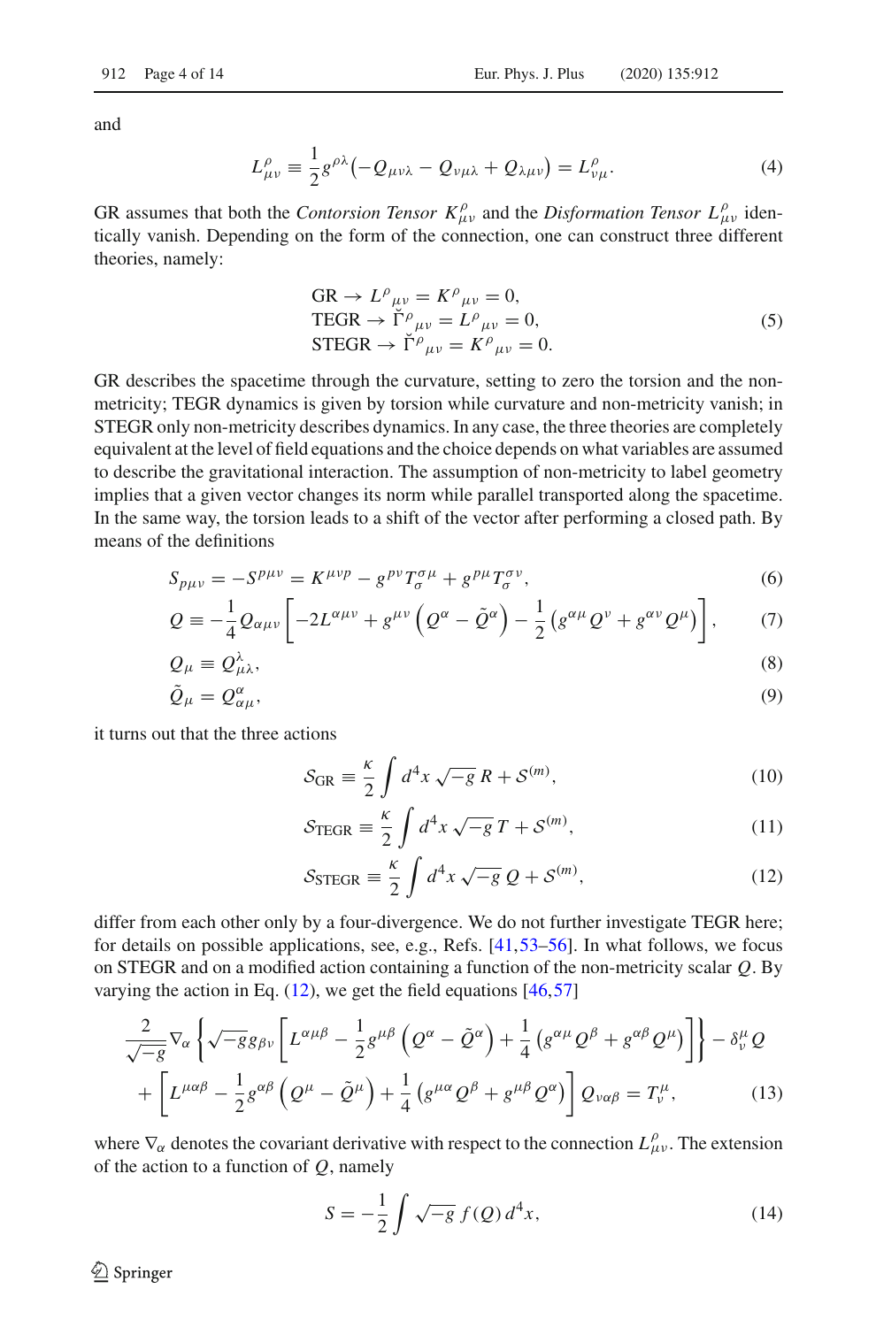and

$$L^{\rho}_{\mu\nu} \equiv \frac{1}{2} g^{\rho\lambda} \left( -Q_{\mu\nu\lambda} - Q_{\nu\mu\lambda} + Q_{\lambda\mu\nu} \right) = L^{\rho}_{\nu\mu}. \tag{4}$$

GR assumes that both the *Contorsion Tensor* $K^{\rho}_{\mu\nu}$ and the *Disformation Tensor* $L^{\rho}_{\mu\nu}$ identically vanish. Depending on the form of the connection, one can construct three different theories, namely:

$$\begin{aligned} \text{GR} &\rightarrow L^{\rho}{}_{\mu\nu} = K^{\rho}{}_{\mu\nu} = 0, \\ \text{TEGR} &\rightarrow \breve{\Gamma}^{\rho}{}_{\mu\nu} = L^{\rho}{}_{\mu\nu} = 0, \\ \text{STEGR} &\rightarrow \breve{\Gamma}^{\rho}{}_{\mu\nu} = K^{\rho}{}_{\mu\nu} = 0. \end{aligned} \tag{5}$$

GR describes the spacetime through the curvature, setting to zero the torsion and the non-metricity; TEGR dynamics is given by torsion while curvature and non-metricity vanish; in STEGR only non-metricity describes dynamics. In any case, the three theories are completely equivalent at the level of field equations and the choice depends on what variables are assumed to describe the gravitational interaction. The assumption of non-metricity to label geometry implies that a given vector changes its norm while parallel transported along the spacetime. In the same way, the torsion leads to a shift of the vector after performing a closed path. By means of the definitions

$$S_{p\mu\nu} = -S^{p\mu\nu} = K^{\mu\nu p} - g^{p\nu} T^{\sigma\mu}_{\sigma} + g^{p\mu} T^{\sigma\nu}_{\sigma}, \tag{6}$$

$$Q \equiv -\frac{1}{4} Q_{\alpha\mu\nu} \left[ -2L^{\alpha\mu\nu} + g^{\mu\nu} \left( Q^{\alpha} - \tilde{Q}^{\alpha} \right) - \frac{1}{2} \left( g^{\alpha\mu} Q^{\nu} + g^{\alpha\nu} Q^{\mu} \right) \right], \tag{7}$$

$$Q_{\mu} \equiv Q^{\lambda}_{\mu\lambda}, \tag{8}$$

$$\tilde{Q}_{\mu} = Q^{\alpha}_{\alpha\mu}, \tag{9}$$

it turns out that the three actions

$$\mathcal{S}_{\text{GR}} \equiv \frac{\kappa}{2} \int d^4x \sqrt{-g}\, R + \mathcal{S}^{(m)}, \tag{10}$$

$$\mathcal{S}_{\text{TEGR}} \equiv \frac{\kappa}{2} \int d^4x \sqrt{-g}\, T + \mathcal{S}^{(m)}, \tag{11}$$

$$\mathcal{S}_{\text{STEGR}} \equiv \frac{\kappa}{2} \int d^4x \sqrt{-g}\, Q + \mathcal{S}^{(m)}, \tag{12}$$

differ from each other only by a four-divergence. We do not further investigate TEGR here; for details on possible applications, see, e.g., Refs. [41,53–56]. In what follows, we focus on STEGR and on a modified action containing a function of the non-metricity scalar $Q$. By varying the action in Eq. (12), we get the field equations [46,57]

$$\begin{aligned} &\frac{2}{\sqrt{-g}} \nabla_{\alpha} \left\{ \sqrt{-g}\, g_{\beta\nu} \left[ L^{\alpha\mu\beta} - \frac{1}{2} g^{\mu\beta} \left( Q^{\alpha} - \tilde{Q}^{\alpha} \right) + \frac{1}{4} \left( g^{\alpha\mu} Q^{\beta} + g^{\alpha\beta} Q^{\mu} \right) \right] \right\} - \delta^{\mu}_{\nu} Q \\ &+ \left[ L^{\mu\alpha\beta} - \frac{1}{2} g^{\alpha\beta} \left( Q^{\mu} - \tilde{Q}^{\mu} \right) + \frac{1}{4} \left( g^{\mu\alpha} Q^{\beta} + g^{\mu\beta} Q^{\alpha} \right) \right] Q_{\nu\alpha\beta} = T^{\mu}_{\nu}, \end{aligned} \tag{13}$$

where $\nabla_{\alpha}$ denotes the covariant derivative with respect to the connection $L^{\rho}_{\mu\nu}$. The extension of the action to a function of $Q$, namely

$$S = -\frac{1}{2} \int \sqrt{-g}\, f(Q)\, d^4x, \tag{14}$$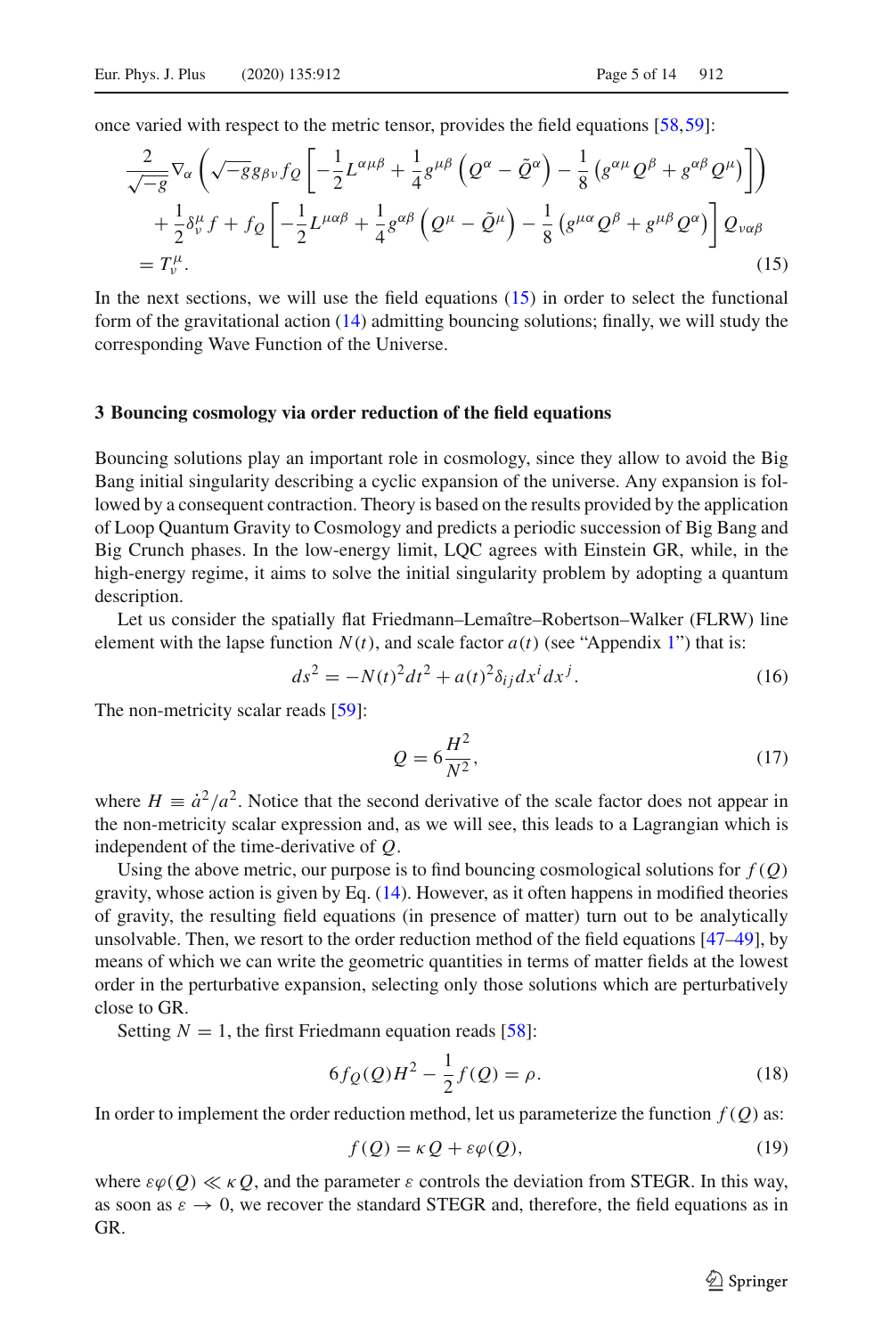once varied with respect to the metric tensor, provides the field equations [58,59]:

$$
\begin{aligned}
&\frac{2}{\sqrt{-g}}\nabla_\alpha\left(\sqrt{-g}g_{\beta\nu}f_Q\left[-\frac{1}{2}L^{\alpha\mu\beta}+\frac{1}{4}g^{\mu\beta}\left(Q^\alpha-\tilde{Q}^\alpha\right)-\frac{1}{8}\left(g^{\alpha\mu}Q^\beta+g^{\alpha\beta}Q^\mu\right)\right]\right)\\
&\quad+\frac{1}{2}\delta^\mu_\nu f+f_Q\left[-\frac{1}{2}L^{\mu\alpha\beta}+\frac{1}{4}g^{\alpha\beta}\left(Q^\mu-\tilde{Q}^\mu\right)-\frac{1}{8}\left(g^{\mu\alpha}Q^\beta+g^{\mu\beta}Q^\alpha\right)\right]Q_{\nu\alpha\beta}\\
&\quad=T^\mu_\nu. \qquad (15)
\end{aligned}
$$

In the next sections, we will use the field equations (15) in order to select the functional form of the gravitational action (14) admitting bouncing solutions; finally, we will study the corresponding Wave Function of the Universe.

## 3 Bouncing cosmology via order reduction of the field equations

Bouncing solutions play an important role in cosmology, since they allow to avoid the Big Bang initial singularity describing a cyclic expansion of the universe. Any expansion is followed by a consequent contraction. Theory is based on the results provided by the application of Loop Quantum Gravity to Cosmology and predicts a periodic succession of Big Bang and Big Crunch phases. In the low-energy limit, LQC agrees with Einstein GR, while, in the high-energy regime, it aims to solve the initial singularity problem by adopting a quantum description.

Let us consider the spatially flat Friedmann–Lemaître–Robertson–Walker (FLRW) line element with the lapse function $N(t)$, and scale factor $a(t)$ (see "Appendix 1") that is:

$$
ds^2=-N(t)^2dt^2+a(t)^2\delta_{ij}dx^idx^j. \qquad (16)
$$

The non-metricity scalar reads [59]:

$$
Q=6\frac{H^2}{N^2}, \qquad (17)
$$

where $H\equiv\dot{a}^2/a^2$. Notice that the second derivative of the scale factor does not appear in the non-metricity scalar expression and, as we will see, this leads to a Lagrangian which is independent of the time-derivative of $Q$.

Using the above metric, our purpose is to find bouncing cosmological solutions for $f(Q)$ gravity, whose action is given by Eq. (14). However, as it often happens in modified theories of gravity, the resulting field equations (in presence of matter) turn out to be analytically unsolvable. Then, we resort to the order reduction method of the field equations [47–49], by means of which we can write the geometric quantities in terms of matter fields at the lowest order in the perturbative expansion, selecting only those solutions which are perturbatively close to GR.

Setting $N=1$, the first Friedmann equation reads [58]:

$$
6f_Q(Q)H^2-\frac{1}{2}f(Q)=\rho. \qquad (18)
$$

In order to implement the order reduction method, let us parameterize the function $f(Q)$ as:

$$
f(Q)=\kappa Q+\varepsilon\varphi(Q), \qquad (19)
$$

where $\varepsilon\varphi(Q)\ll\kappa Q$, and the parameter $\varepsilon$ controls the deviation from STEGR. In this way, as soon as $\varepsilon\to 0$, we recover the standard STEGR and, therefore, the field equations as in GR.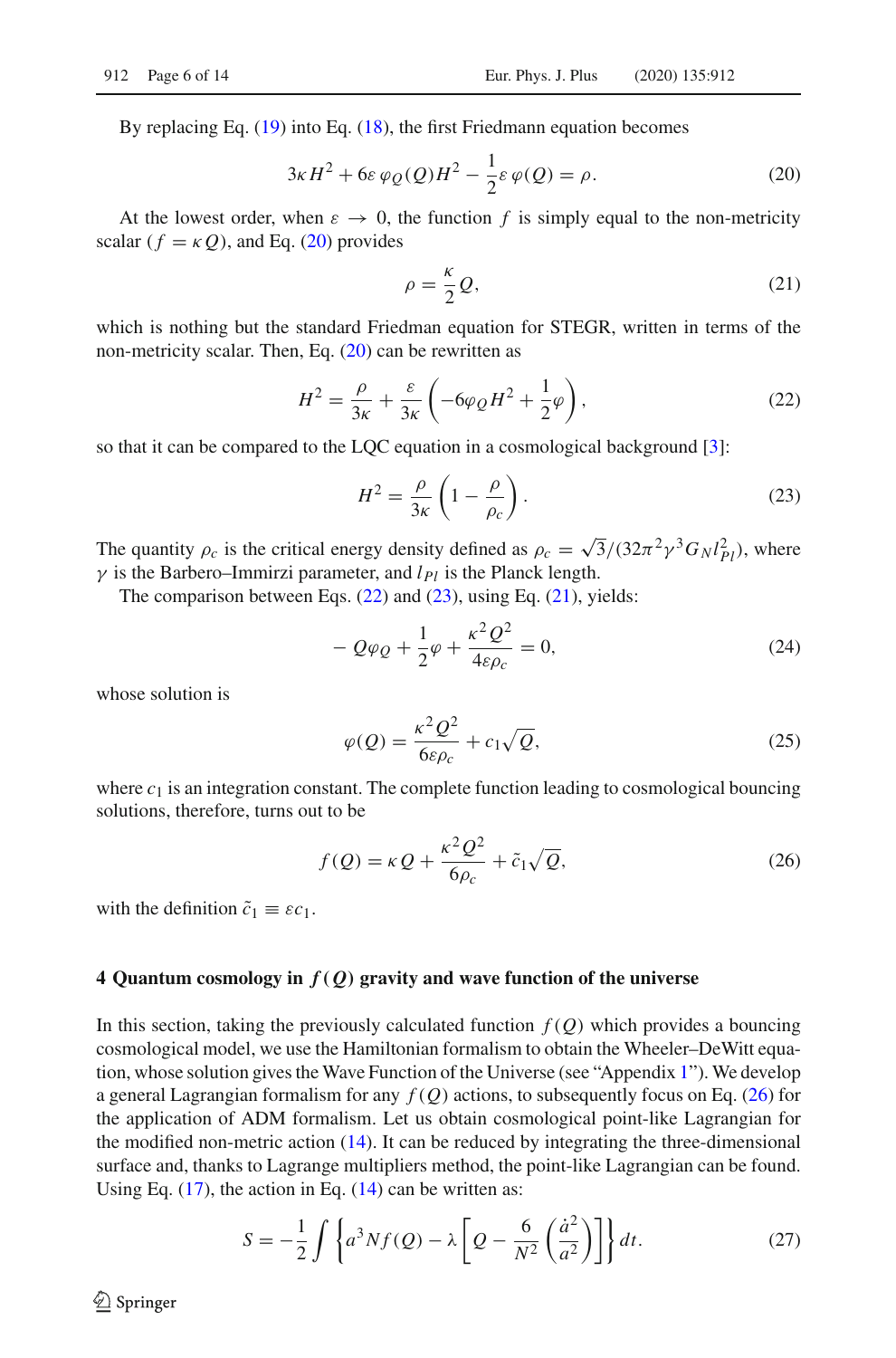By replacing Eq. (19) into Eq. (18), the first Friedmann equation becomes

$$3\kappa H^2 + 6\varepsilon\,\varphi_Q(Q)H^2 - \frac{1}{2}\varepsilon\,\varphi(Q) = \rho. \tag{20}$$

At the lowest order, when $\varepsilon \to 0$, the function $f$ is simply equal to the non-metricity scalar ($f = \kappa Q$), and Eq. (20) provides

$$\rho = \frac{\kappa}{2}Q, \tag{21}$$

which is nothing but the standard Friedman equation for STEGR, written in terms of the non-metricity scalar. Then, Eq. (20) can be rewritten as

$$H^2 = \frac{\rho}{3\kappa} + \frac{\varepsilon}{3\kappa}\left(-6\varphi_Q H^2 + \frac{1}{2}\varphi\right), \tag{22}$$

so that it can be compared to the LQC equation in a cosmological background [3]:

$$H^2 = \frac{\rho}{3\kappa}\left(1 - \frac{\rho}{\rho_c}\right). \tag{23}$$

The quantity $\rho_c$ is the critical energy density defined as $\rho_c = \sqrt{3}/(32\pi^2\gamma^3 G_N l_{Pl}^2)$, where $\gamma$ is the Barbero–Immirzi parameter, and $l_{Pl}$ is the Planck length.

The comparison between Eqs. (22) and (23), using Eq. (21), yields:

$$-Q\varphi_Q + \frac{1}{2}\varphi + \frac{\kappa^2 Q^2}{4\varepsilon\rho_c} = 0, \tag{24}$$

whose solution is

$$\varphi(Q) = \frac{\kappa^2 Q^2}{6\varepsilon\rho_c} + c_1\sqrt{Q}, \tag{25}$$

where $c_1$ is an integration constant. The complete function leading to cosmological bouncing solutions, therefore, turns out to be

$$f(Q) = \kappa Q + \frac{\kappa^2 Q^2}{6\rho_c} + \tilde{c}_1\sqrt{Q}, \tag{26}$$

with the definition $\tilde{c}_1 \equiv \varepsilon c_1$.

## 4 Quantum cosmology in $f(Q)$ gravity and wave function of the universe

In this section, taking the previously calculated function $f(Q)$ which provides a bouncing cosmological model, we use the Hamiltonian formalism to obtain the Wheeler–DeWitt equation, whose solution gives the Wave Function of the Universe (see "Appendix 1"). We develop a general Lagrangian formalism for any $f(Q)$ actions, to subsequently focus on Eq. (26) for the application of ADM formalism. Let us obtain cosmological point-like Lagrangian for the modified non-metric action (14). It can be reduced by integrating the three-dimensional surface and, thanks to Lagrange multipliers method, the point-like Lagrangian can be found. Using Eq. (17), the action in Eq. (14) can be written as:

$$S = -\frac{1}{2}\int\left\{a^3 N f(Q) - \lambda\left[Q - \frac{6}{N^2}\left(\frac{\dot{a}^2}{a^2}\right)\right]\right\}dt. \tag{27}$$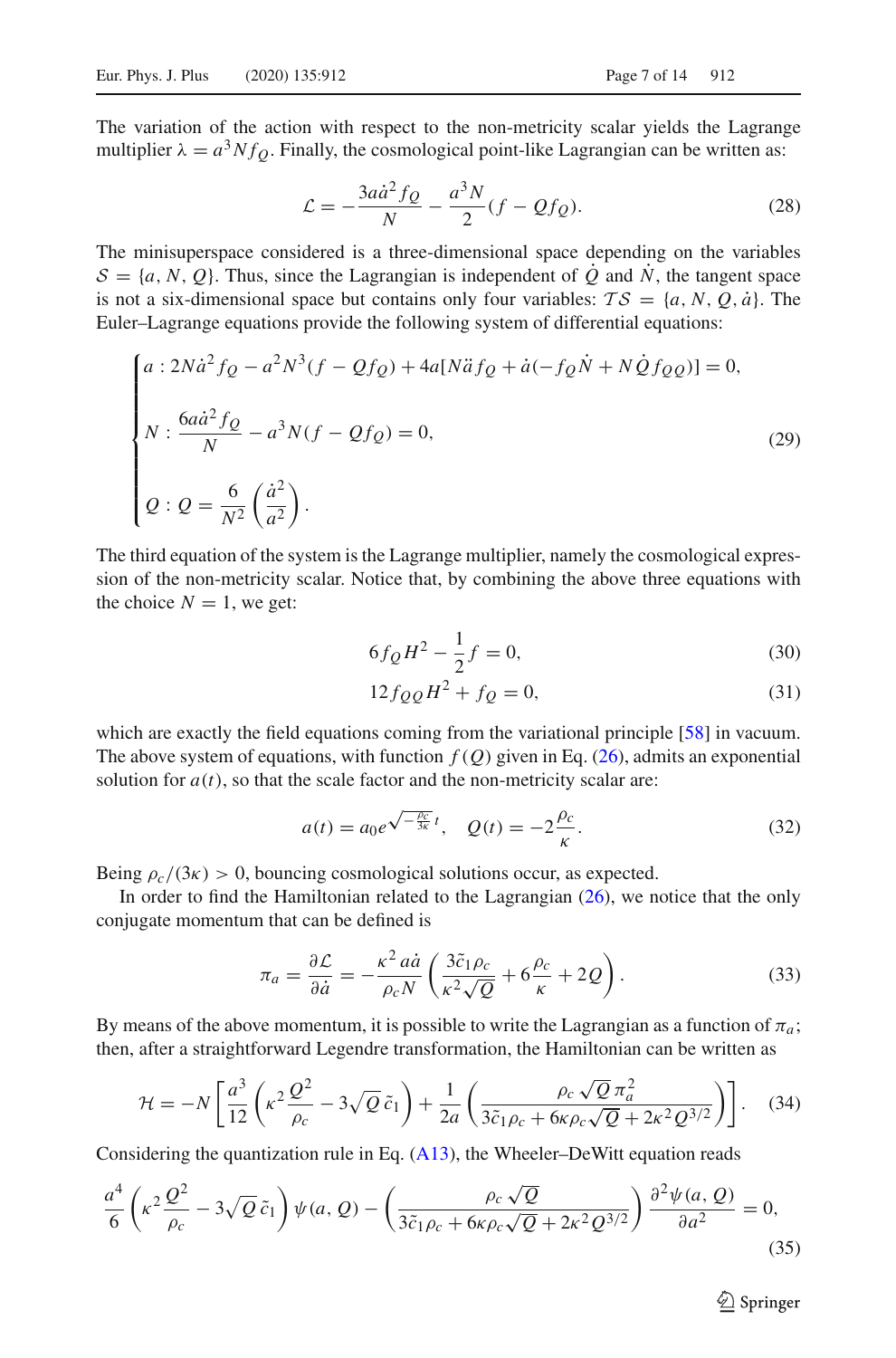The variation of the action with respect to the non-metricity scalar yields the Lagrange multiplier $\lambda = a^3 N f_Q$. Finally, the cosmological point-like Lagrangian can be written as:

$$\mathcal{L} = -\frac{3a\dot{a}^2 f_Q}{N} - \frac{a^3 N}{2}(f - Qf_Q). \tag{28}$$

The minisuperspace considered is a three-dimensional space depending on the variables $\mathcal{S} = \{a, N, Q\}$. Thus, since the Lagrangian is independent of $\dot{Q}$ and $\dot{N}$, the tangent space is not a six-dimensional space but contains only four variables: $\mathcal{TS} = \{a, N, Q, \dot{a}\}$. The Euler–Lagrange equations provide the following system of differential equations:

$$\begin{cases} a : 2N\dot{a}^2 f_Q - a^2 N^3 (f - Qf_Q) + 4a[N\ddot{a} f_Q + \dot{a}(-f_Q \dot{N} + N\dot{Q} f_{QQ})] = 0, \\ N : \dfrac{6a\dot{a}^2 f_Q}{N} - a^3 N(f - Qf_Q) = 0, \\ Q : Q = \dfrac{6}{N^2}\left(\dfrac{\dot{a}^2}{a^2}\right). \end{cases} \tag{29}$$

The third equation of the system is the Lagrange multiplier, namely the cosmological expression of the non-metricity scalar. Notice that, by combining the above three equations with the choice $N = 1$, we get:

$$6 f_Q H^2 - \frac{1}{2} f = 0, \tag{30}$$

$$12 f_{QQ} H^2 + f_Q = 0, \tag{31}$$

which are exactly the field equations coming from the variational principle [58] in vacuum. The above system of equations, with function $f(Q)$ given in Eq. (26), admits an exponential solution for $a(t)$, so that the scale factor and the non-metricity scalar are:

$$a(t) = a_0 e^{\sqrt{-\frac{\rho_c}{3\kappa}}\, t}, \quad Q(t) = -2\frac{\rho_c}{\kappa}. \tag{32}$$

Being $\rho_c/(3\kappa) > 0$, bouncing cosmological solutions occur, as expected.

In order to find the Hamiltonian related to the Lagrangian (26), we notice that the only conjugate momentum that can be defined is

$$\pi_a = \frac{\partial \mathcal{L}}{\partial \dot{a}} = -\frac{\kappa^2 a\dot{a}}{\rho_c N}\left(\frac{3\tilde{c}_1 \rho_c}{\kappa^2 \sqrt{Q}} + 6\frac{\rho_c}{\kappa} + 2Q\right). \tag{33}$$

By means of the above momentum, it is possible to write the Lagrangian as a function of $\pi_a$; then, after a straightforward Legendre transformation, the Hamiltonian can be written as

$$\mathcal{H} = -N\left[\frac{a^3}{12}\left(\kappa^2 \frac{Q^2}{\rho_c} - 3\sqrt{Q}\,\tilde{c}_1\right) + \frac{1}{2a}\left(\frac{\rho_c \sqrt{Q}\,\pi_a^2}{3\tilde{c}_1 \rho_c + 6\kappa\rho_c\sqrt{Q} + 2\kappa^2 Q^{3/2}}\right)\right]. \tag{34}$$

Considering the quantization rule in Eq. (A13), the Wheeler–DeWitt equation reads

$$\frac{a^4}{6}\left(\kappa^2 \frac{Q^2}{\rho_c} - 3\sqrt{Q}\,\tilde{c}_1\right)\psi(a, Q) - \left(\frac{\rho_c \sqrt{Q}}{3\tilde{c}_1 \rho_c + 6\kappa\rho_c\sqrt{Q} + 2\kappa^2 Q^{3/2}}\right)\frac{\partial^2 \psi(a, Q)}{\partial a^2} = 0, \tag{35}$$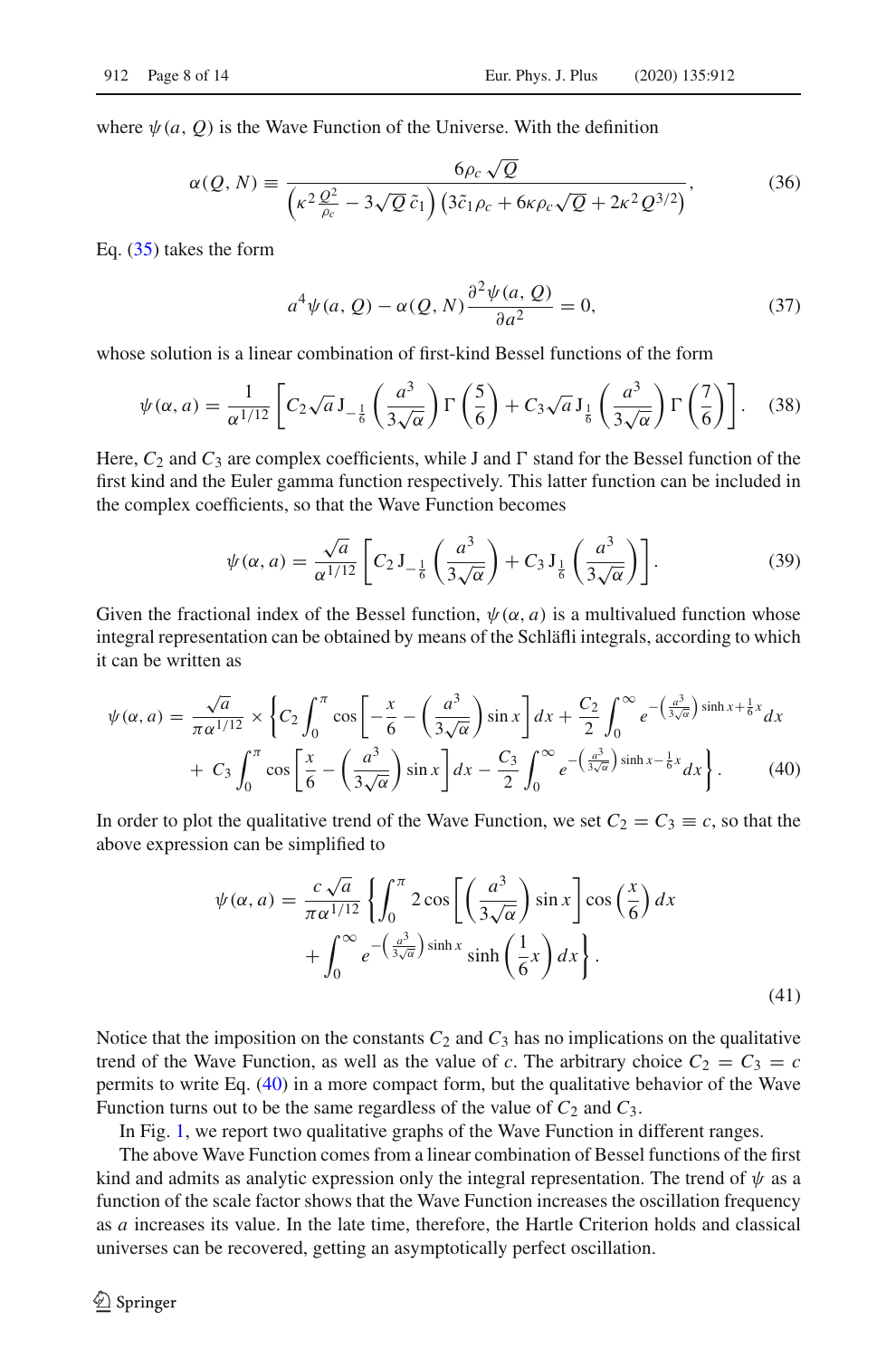where $\psi(a, Q)$ is the Wave Function of the Universe. With the definition

$$\alpha(Q, N) \equiv \frac{6\rho_c \sqrt{Q}}{\left(\kappa^2 \frac{Q^2}{\rho_c} - 3\sqrt{Q}\,\tilde{c}_1\right)\left(3\tilde{c}_1 \rho_c + 6\kappa\rho_c\sqrt{Q} + 2\kappa^2 Q^{3/2}\right)}, \tag{36}$$

Eq. (35) takes the form

$$a^4 \psi(a, Q) - \alpha(Q, N)\frac{\partial^2 \psi(a, Q)}{\partial a^2} = 0, \tag{37}$$

whose solution is a linear combination of first-kind Bessel functions of the form

$$\psi(\alpha, a) = \frac{1}{\alpha^{1/12}}\left[C_2 \sqrt{a}\, \mathrm{J}_{-\frac{1}{6}}\left(\frac{a^3}{3\sqrt{\alpha}}\right)\Gamma\left(\frac{5}{6}\right) + C_3 \sqrt{a}\, \mathrm{J}_{\frac{1}{6}}\left(\frac{a^3}{3\sqrt{\alpha}}\right)\Gamma\left(\frac{7}{6}\right)\right]. \tag{38}$$

Here, $C_2$ and $C_3$ are complex coefficients, while J and $\Gamma$ stand for the Bessel function of the first kind and the Euler gamma function respectively. This latter function can be included in the complex coefficients, so that the Wave Function becomes

$$\psi(\alpha, a) = \frac{\sqrt{a}}{\alpha^{1/12}}\left[C_2\, \mathrm{J}_{-\frac{1}{6}}\left(\frac{a^3}{3\sqrt{\alpha}}\right) + C_3\, \mathrm{J}_{\frac{1}{6}}\left(\frac{a^3}{3\sqrt{\alpha}}\right)\right]. \tag{39}$$

Given the fractional index of the Bessel function, $\psi(\alpha, a)$ is a multivalued function whose integral representation can be obtained by means of the Schläfli integrals, according to which it can be written as

$$\begin{aligned}\psi(\alpha, a) = \frac{\sqrt{a}}{\pi\alpha^{1/12}} \times \Bigg\{ & C_2 \int_0^{\pi} \cos\left[-\frac{x}{6} - \left(\frac{a^3}{3\sqrt{\alpha}}\right)\sin x\right] dx + \frac{C_2}{2}\int_0^{\infty} e^{-\left(\frac{a^3}{3\sqrt{\alpha}}\right)\sinh x + \frac{1}{6}x} dx \\ & + C_3 \int_0^{\pi} \cos\left[\frac{x}{6} - \left(\frac{a^3}{3\sqrt{\alpha}}\right)\sin x\right] dx - \frac{C_3}{2}\int_0^{\infty} e^{-\left(\frac{a^3}{3\sqrt{\alpha}}\right)\sinh x - \frac{1}{6}x} dx \Bigg\}. \end{aligned} \tag{40}$$

In order to plot the qualitative trend of the Wave Function, we set $C_2 = C_3 \equiv c$, so that the above expression can be simplified to

$$\begin{aligned}\psi(\alpha, a) = \frac{c\sqrt{a}}{\pi\alpha^{1/12}} \Bigg\{ & \int_0^{\pi} 2\cos\left[\left(\frac{a^3}{3\sqrt{\alpha}}\right)\sin x\right]\cos\left(\frac{x}{6}\right) dx \\ & + \int_0^{\infty} e^{-\left(\frac{a^3}{3\sqrt{\alpha}}\right)\sinh x} \sinh\left(\frac{1}{6}x\right) dx \Bigg\}. \end{aligned} \tag{41}$$

Notice that the imposition on the constants $C_2$ and $C_3$ has no implications on the qualitative trend of the Wave Function, as well as the value of $c$. The arbitrary choice $C_2 = C_3 = c$ permits to write Eq. (40) in a more compact form, but the qualitative behavior of the Wave Function turns out to be the same regardless of the value of $C_2$ and $C_3$.

In Fig. 1, we report two qualitative graphs of the Wave Function in different ranges.

The above Wave Function comes from a linear combination of Bessel functions of the first kind and admits as analytic expression only the integral representation. The trend of $\psi$ as a function of the scale factor shows that the Wave Function increases the oscillation frequency as $a$ increases its value. In the late time, therefore, the Hartle Criterion holds and classical universes can be recovered, getting an asymptotically perfect oscillation.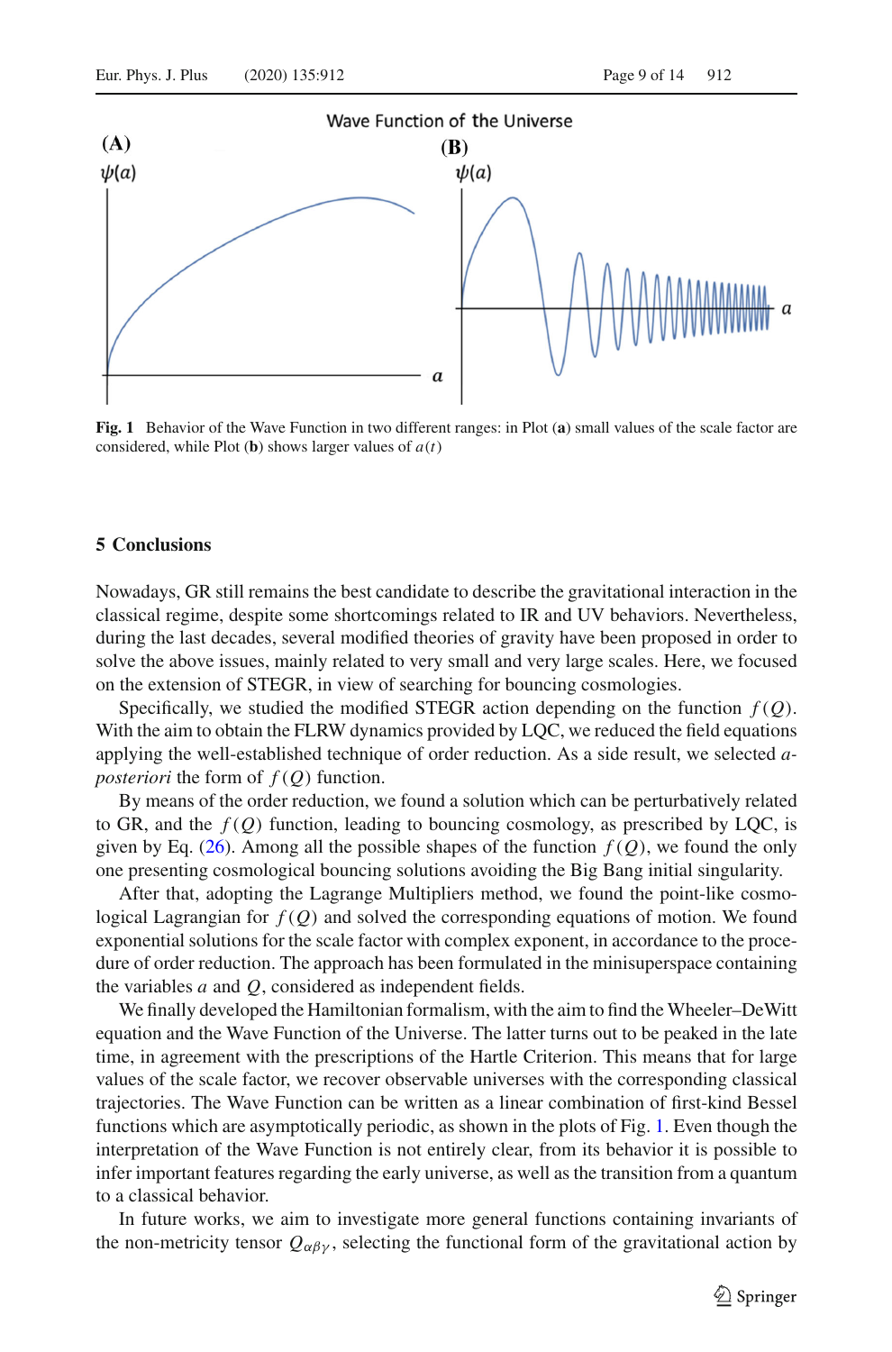Wave Function of the Universe

(A)

$\psi(a)$

$a$

(B)

$\psi(a)$

$a$

**Fig. 1** Behavior of the Wave Function in two different ranges: in Plot (**a**) small values of the scale factor are considered, while Plot (**b**) shows larger values of $a(t)$

## 5 Conclusions

Nowadays, GR still remains the best candidate to describe the gravitational interaction in the classical regime, despite some shortcomings related to IR and UV behaviors. Nevertheless, during the last decades, several modified theories of gravity have been proposed in order to solve the above issues, mainly related to very small and very large scales. Here, we focused on the extension of STEGR, in view of searching for bouncing cosmologies.

Specifically, we studied the modified STEGR action depending on the function $f(Q)$. With the aim to obtain the FLRW dynamics provided by LQC, we reduced the field equations applying the well-established technique of order reduction. As a side result, we selected *a-posteriori* the form of $f(Q)$ function.

By means of the order reduction, we found a solution which can be perturbatively related to GR, and the $f(Q)$ function, leading to bouncing cosmology, as prescribed by LQC, is given by Eq. (26). Among all the possible shapes of the function $f(Q)$, we found the only one presenting cosmological bouncing solutions avoiding the Big Bang initial singularity.

After that, adopting the Lagrange Multipliers method, we found the point-like cosmological Lagrangian for $f(Q)$ and solved the corresponding equations of motion. We found exponential solutions for the scale factor with complex exponent, in accordance to the procedure of order reduction. The approach has been formulated in the minisuperspace containing the variables $a$ and $Q$, considered as independent fields.

We finally developed the Hamiltonian formalism, with the aim to find the Wheeler–DeWitt equation and the Wave Function of the Universe. The latter turns out to be peaked in the late time, in agreement with the prescriptions of the Hartle Criterion. This means that for large values of the scale factor, we recover observable universes with the corresponding classical trajectories. The Wave Function can be written as a linear combination of first-kind Bessel functions which are asymptotically periodic, as shown in the plots of Fig. 1. Even though the interpretation of the Wave Function is not entirely clear, from its behavior it is possible to infer important features regarding the early universe, as well as the transition from a quantum to a classical behavior.

In future works, we aim to investigate more general functions containing invariants of the non-metricity tensor $Q_{\alpha\beta\gamma}$, selecting the functional form of the gravitational action by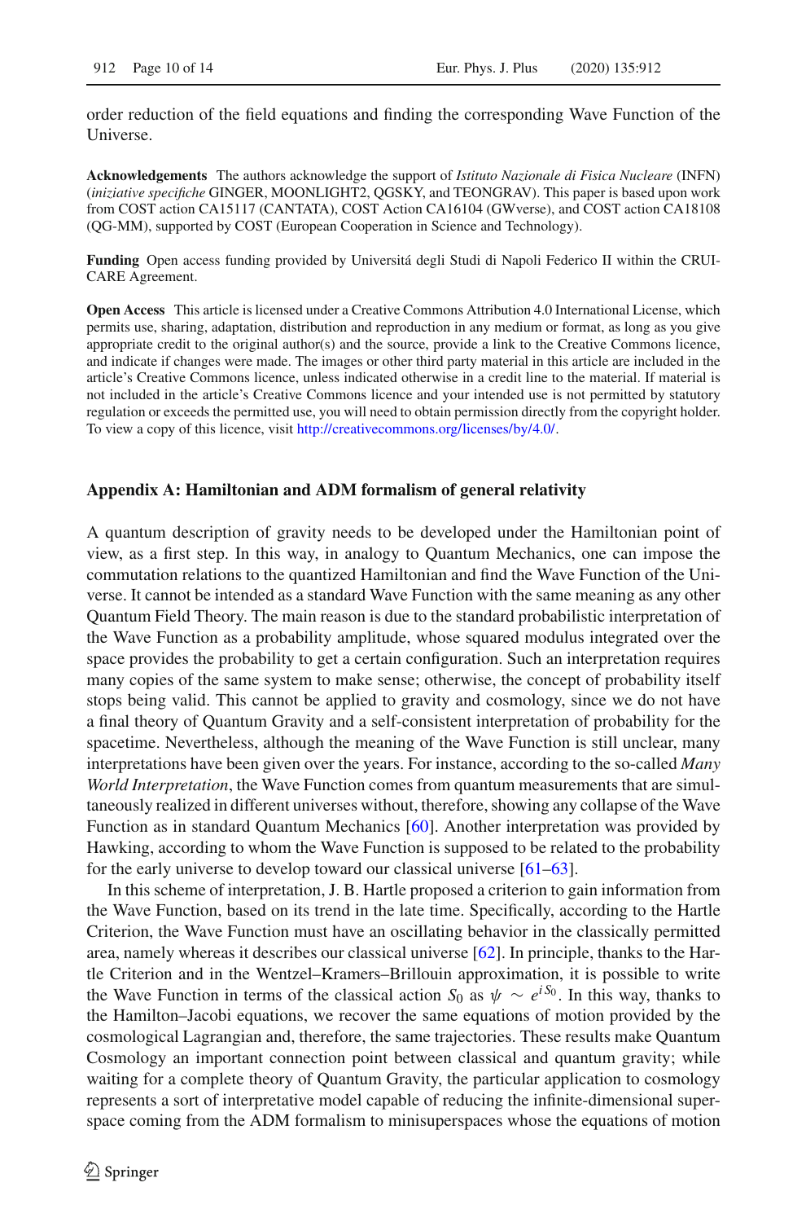order reduction of the field equations and finding the corresponding Wave Function of the Universe.

**Acknowledgements** The authors acknowledge the support of *Istituto Nazionale di Fisica Nucleare* (INFN) (*iniziative specifiche* GINGER, MOONLIGHT2, QGSKY, and TEONGRAV). This paper is based upon work from COST action CA15117 (CANTATA), COST Action CA16104 (GWverse), and COST action CA18108 (QG-MM), supported by COST (European Cooperation in Science and Technology).

**Funding** Open access funding provided by Universitá degli Studi di Napoli Federico II within the CRUI-CARE Agreement.

**Open Access** This article is licensed under a Creative Commons Attribution 4.0 International License, which permits use, sharing, adaptation, distribution and reproduction in any medium or format, as long as you give appropriate credit to the original author(s) and the source, provide a link to the Creative Commons licence, and indicate if changes were made. The images or other third party material in this article are included in the article's Creative Commons licence, unless indicated otherwise in a credit line to the material. If material is not included in the article's Creative Commons licence and your intended use is not permitted by statutory regulation or exceeds the permitted use, you will need to obtain permission directly from the copyright holder. To view a copy of this licence, visit http://creativecommons.org/licenses/by/4.0/.

## Appendix A: Hamiltonian and ADM formalism of general relativity

A quantum description of gravity needs to be developed under the Hamiltonian point of view, as a first step. In this way, in analogy to Quantum Mechanics, one can impose the commutation relations to the quantized Hamiltonian and find the Wave Function of the Universe. It cannot be intended as a standard Wave Function with the same meaning as any other Quantum Field Theory. The main reason is due to the standard probabilistic interpretation of the Wave Function as a probability amplitude, whose squared modulus integrated over the space provides the probability to get a certain configuration. Such an interpretation requires many copies of the same system to make sense; otherwise, the concept of probability itself stops being valid. This cannot be applied to gravity and cosmology, since we do not have a final theory of Quantum Gravity and a self-consistent interpretation of probability for the spacetime. Nevertheless, although the meaning of the Wave Function is still unclear, many interpretations have been given over the years. For instance, according to the so-called *Many World Interpretation*, the Wave Function comes from quantum measurements that are simultaneously realized in different universes without, therefore, showing any collapse of the Wave Function as in standard Quantum Mechanics [60]. Another interpretation was provided by Hawking, according to whom the Wave Function is supposed to be related to the probability for the early universe to develop toward our classical universe [61–63].

In this scheme of interpretation, J. B. Hartle proposed a criterion to gain information from the Wave Function, based on its trend in the late time. Specifically, according to the Hartle Criterion, the Wave Function must have an oscillating behavior in the classically permitted area, namely whereas it describes our classical universe [62]. In principle, thanks to the Hartle Criterion and in the Wentzel–Kramers–Brillouin approximation, it is possible to write the Wave Function in terms of the classical action $S_0$ as $\psi \sim e^{iS_0}$. In this way, thanks to the Hamilton–Jacobi equations, we recover the same equations of motion provided by the cosmological Lagrangian and, therefore, the same trajectories. These results make Quantum Cosmology an important connection point between classical and quantum gravity; while waiting for a complete theory of Quantum Gravity, the particular application to cosmology represents a sort of interpretative model capable of reducing the infinite-dimensional superspace coming from the ADM formalism to minisuperspaces whose the equations of motion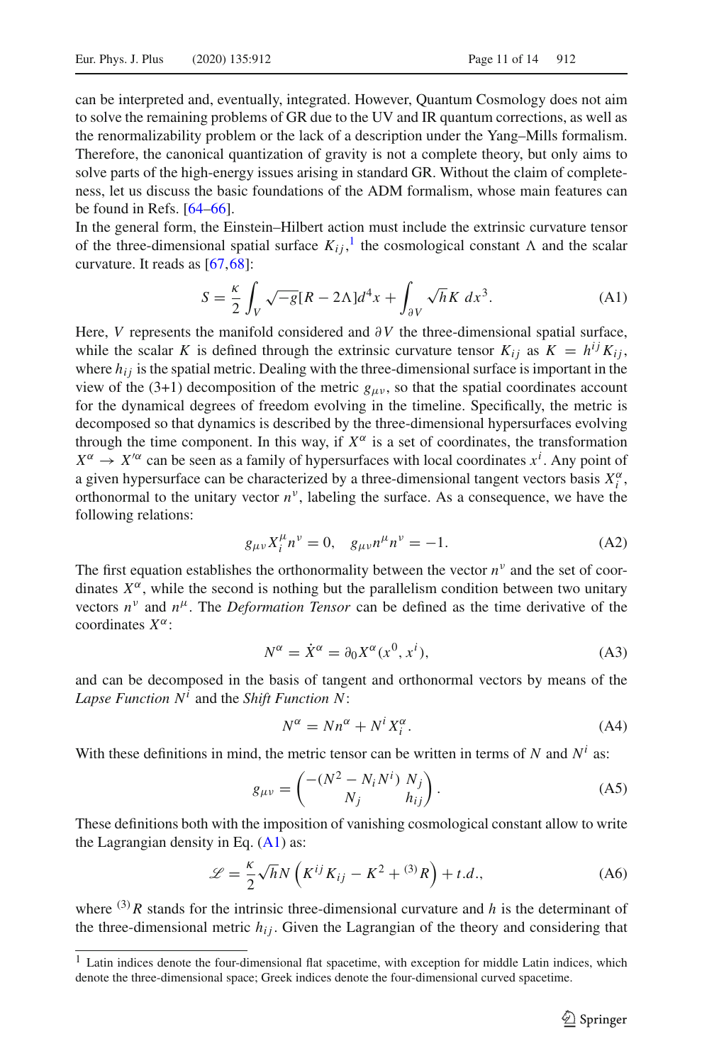can be interpreted and, eventually, integrated. However, Quantum Cosmology does not aim to solve the remaining problems of GR due to the UV and IR quantum corrections, as well as the renormalizability problem or the lack of a description under the Yang–Mills formalism. Therefore, the canonical quantization of gravity is not a complete theory, but only aims to solve parts of the high-energy issues arising in standard GR. Without the claim of completeness, let us discuss the basic foundations of the ADM formalism, whose main features can be found in Refs. [64–66].

In the general form, the Einstein–Hilbert action must include the extrinsic curvature tensor of the three-dimensional spatial surface $K_{ij}$,[1] the cosmological constant $\Lambda$ and the scalar curvature. It reads as [67,68]:

$$S = \frac{\kappa}{2}\int_V \sqrt{-g}[R - 2\Lambda]d^4x + \int_{\partial V} \sqrt{h}K \; dx^3. \tag{A1}$$

Here, $V$ represents the manifold considered and $\partial V$ the three-dimensional spatial surface, while the scalar $K$ is defined through the extrinsic curvature tensor $K_{ij}$ as $K = h^{ij}K_{ij}$, where $h_{ij}$ is the spatial metric. Dealing with the three-dimensional surface is important in the view of the (3+1) decomposition of the metric $g_{\mu\nu}$, so that the spatial coordinates account for the dynamical degrees of freedom evolving in the timeline. Specifically, the metric is decomposed so that dynamics is described by the three-dimensional hypersurfaces evolving through the time component. In this way, if $X^\alpha$ is a set of coordinates, the transformation $X^\alpha \to X'^\alpha$ can be seen as a family of hypersurfaces with local coordinates $x^i$. Any point of a given hypersurface can be characterized by a three-dimensional tangent vectors basis $X_i^\alpha$, orthonormal to the unitary vector $n^\nu$, labeling the surface. As a consequence, we have the following relations:

$$g_{\mu\nu}X_i^\mu n^\nu = 0, \quad g_{\mu\nu}n^\mu n^\nu = -1. \tag{A2}$$

The first equation establishes the orthonormality between the vector $n^\nu$ and the set of coordinates $X^\alpha$, while the second is nothing but the parallelism condition between two unitary vectors $n^\nu$ and $n^\mu$. The *Deformation Tensor* can be defined as the time derivative of the coordinates $X^\alpha$:

$$N^\alpha = \dot{X}^\alpha = \partial_0 X^\alpha(x^0, x^i), \tag{A3}$$

and can be decomposed in the basis of tangent and orthonormal vectors by means of the *Lapse Function* $N^i$ and the *Shift Function* $N$:

$$N^\alpha = Nn^\alpha + N^i X_i^\alpha. \tag{A4}$$

With these definitions in mind, the metric tensor can be written in terms of $N$ and $N^i$ as:

$$g_{\mu\nu} = \begin{pmatrix} -(N^2 - N_i N^i) & N_j \\ N_j & h_{ij} \end{pmatrix}. \tag{A5}$$

These definitions both with the imposition of vanishing cosmological constant allow to write the Lagrangian density in Eq. (A1) as:

$$\mathscr{L} = \frac{\kappa}{2}\sqrt{h}N\left(K^{ij}K_{ij} - K^2 + {}^{(3)}R\right) + t.d., \tag{A6}$$

where ${}^{(3)}R$ stands for the intrinsic three-dimensional curvature and $h$ is the determinant of the three-dimensional metric $h_{ij}$. Given the Lagrangian of the theory and considering that

[1] Latin indices denote the four-dimensional flat spacetime, with exception for middle Latin indices, which denote the three-dimensional space; Greek indices denote the four-dimensional curved spacetime.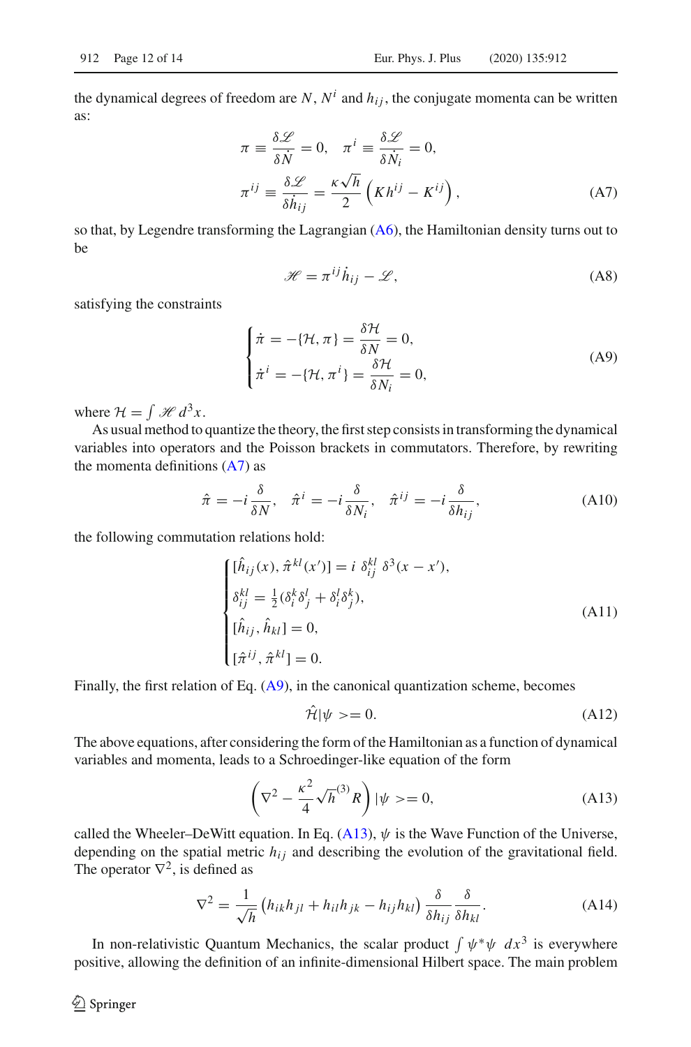the dynamical degrees of freedom are $N$, $N^i$ and $h_{ij}$, the conjugate momenta can be written as:

$$\pi \equiv \frac{\delta \mathscr{L}}{\delta \dot{N}} = 0, \quad \pi^i \equiv \frac{\delta \mathscr{L}}{\delta \dot{N}_i} = 0,$$
$$\pi^{ij} \equiv \frac{\delta \mathscr{L}}{\delta \dot{h}_{ij}} = \frac{\kappa \sqrt{h}}{2} \left( K h^{ij} - K^{ij} \right), \tag{A7}$$

so that, by Legendre transforming the Lagrangian (A6), the Hamiltonian density turns out to be

$$\mathscr{H} = \pi^{ij} \dot{h}_{ij} - \mathscr{L}, \tag{A8}$$

satisfying the constraints

$$\begin{cases} \dot{\pi} = -\{\mathcal{H}, \pi\} = \dfrac{\delta \mathcal{H}}{\delta N} = 0, \\ \dot{\pi}^i = -\{\mathcal{H}, \pi^i\} = \dfrac{\delta \mathcal{H}}{\delta N_i} = 0, \end{cases} \tag{A9}$$

where $\mathcal{H} = \int \mathscr{H} \, d^3x$.

As usual method to quantize the theory, the first step consists in transforming the dynamical variables into operators and the Poisson brackets in commutators. Therefore, by rewriting the momenta definitions (A7) as

$$\hat{\pi} = -i \frac{\delta}{\delta N}, \quad \hat{\pi}^i = -i \frac{\delta}{\delta N_i}, \quad \hat{\pi}^{ij} = -i \frac{\delta}{\delta h_{ij}}, \tag{A10}$$

the following commutation relations hold:

$$\begin{cases} [\hat{h}_{ij}(x), \hat{\pi}^{kl}(x')] = i \, \delta^{kl}_{ij} \, \delta^3(x - x'), \\ \delta^{kl}_{ij} = \frac{1}{2}(\delta^k_i \delta^l_j + \delta^l_i \delta^k_j), \\ [\hat{h}_{ij}, \hat{h}_{kl}] = 0, \\ [\hat{\pi}^{ij}, \hat{\pi}^{kl}] = 0. \end{cases} \tag{A11}$$

Finally, the first relation of Eq. (A9), in the canonical quantization scheme, becomes

$$\hat{\mathcal{H}} |\psi>= 0. \tag{A12}$$

The above equations, after considering the form of the Hamiltonian as a function of dynamical variables and momenta, leads to a Schroedinger-like equation of the form

$$\left( \nabla^2 - \frac{\kappa^2}{4} \sqrt{h}^{(3)} R \right) |\psi>= 0, \tag{A13}$$

called the Wheeler–DeWitt equation. In Eq. (A13), $\psi$ is the Wave Function of the Universe, depending on the spatial metric $h_{ij}$ and describing the evolution of the gravitational field. The operator $\nabla^2$, is defined as

$$\nabla^2 = \frac{1}{\sqrt{h}} \left( h_{ik} h_{jl} + h_{il} h_{jk} - h_{ij} h_{kl} \right) \frac{\delta}{\delta h_{ij}} \frac{\delta}{\delta h_{kl}}. \tag{A14}$$

In non-relativistic Quantum Mechanics, the scalar product $\int \psi^* \psi \;\, dx^3$ is everywhere positive, allowing the definition of an infinite-dimensional Hilbert space. The main problem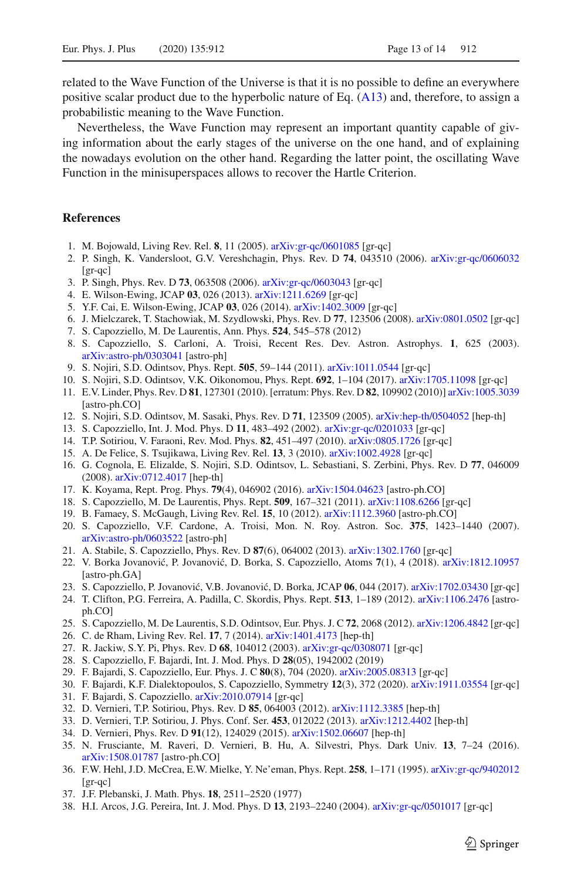related to the Wave Function of the Universe is that it is no possible to define an everywhere positive scalar product due to the hyperbolic nature of Eq. (A13) and, therefore, to assign a probabilistic meaning to the Wave Function.

Nevertheless, the Wave Function may represent an important quantity capable of giving information about the early stages of the universe on the one hand, and of explaining the nowadays evolution on the other hand. Regarding the latter point, the oscillating Wave Function in the minisuperspaces allows to recover the Hartle Criterion.

## References

1. M. Bojowald, Living Rev. Rel. **8**, 11 (2005). arXiv:gr-qc/0601085 [gr-qc]
2. P. Singh, K. Vandersloot, G.V. Vereshchagin, Phys. Rev. D **74**, 043510 (2006). arXiv:gr-qc/0606032 [gr-qc]
3. P. Singh, Phys. Rev. D **73**, 063508 (2006). arXiv:gr-qc/0603043 [gr-qc]
4. E. Wilson-Ewing, JCAP **03**, 026 (2013). arXiv:1211.6269 [gr-qc]
5. Y.F. Cai, E. Wilson-Ewing, JCAP **03**, 026 (2014). arXiv:1402.3009 [gr-qc]
6. J. Mielczarek, T. Stachowiak, M. Szydlowski, Phys. Rev. D **77**, 123506 (2008). arXiv:0801.0502 [gr-qc]
7. S. Capozziello, M. De Laurentis, Ann. Phys. **524**, 545–578 (2012)
8. S. Capozziello, S. Carloni, A. Troisi, Recent Res. Dev. Astron. Astrophys. **1**, 625 (2003). arXiv:astro-ph/0303041 [astro-ph]
9. S. Nojiri, S.D. Odintsov, Phys. Rept. **505**, 59–144 (2011). arXiv:1011.0544 [gr-qc]
10. S. Nojiri, S.D. Odintsov, V.K. Oikonomou, Phys. Rept. **692**, 1–104 (2017). arXiv:1705.11098 [gr-qc]
11. E.V. Linder, Phys. Rev. D **81**, 127301 (2010). [erratum: Phys. Rev. D **82**, 109902 (2010)] arXiv:1005.3039 [astro-ph.CO]
12. S. Nojiri, S.D. Odintsov, M. Sasaki, Phys. Rev. D **71**, 123509 (2005). arXiv:hep-th/0504052 [hep-th]
13. S. Capozziello, Int. J. Mod. Phys. D **11**, 483–492 (2002). arXiv:gr-qc/0201033 [gr-qc]
14. T.P. Sotiriou, V. Faraoni, Rev. Mod. Phys. **82**, 451–497 (2010). arXiv:0805.1726 [gr-qc]
15. A. De Felice, S. Tsujikawa, Living Rev. Rel. **13**, 3 (2010). arXiv:1002.4928 [gr-qc]
16. G. Cognola, E. Elizalde, S. Nojiri, S.D. Odintsov, L. Sebastiani, S. Zerbini, Phys. Rev. D **77**, 046009 (2008). arXiv:0712.4017 [hep-th]
17. K. Koyama, Rept. Prog. Phys. **79**(4), 046902 (2016). arXiv:1504.04623 [astro-ph.CO]
18. S. Capozziello, M. De Laurentis, Phys. Rept. **509**, 167–321 (2011). arXiv:1108.6266 [gr-qc]
19. B. Famaey, S. McGaugh, Living Rev. Rel. **15**, 10 (2012). arXiv:1112.3960 [astro-ph.CO]
20. S. Capozziello, V.F. Cardone, A. Troisi, Mon. N. Roy. Astron. Soc. **375**, 1423–1440 (2007). arXiv:astro-ph/0603522 [astro-ph]
21. A. Stabile, S. Capozziello, Phys. Rev. D **87**(6), 064002 (2013). arXiv:1302.1760 [gr-qc]
22. V. Borka Jovanović, P. Jovanović, D. Borka, S. Capozziello, Atoms **7**(1), 4 (2018). arXiv:1812.10957 [astro-ph.GA]
23. S. Capozziello, P. Jovanović, V.B. Jovanović, D. Borka, JCAP **06**, 044 (2017). arXiv:1702.03430 [gr-qc]
24. T. Clifton, P.G. Ferreira, A. Padilla, C. Skordis, Phys. Rept. **513**, 1–189 (2012). arXiv:1106.2476 [astro-ph.CO]
25. S. Capozziello, M. De Laurentis, S.D. Odintsov, Eur. Phys. J. C **72**, 2068 (2012). arXiv:1206.4842 [gr-qc]
26. C. de Rham, Living Rev. Rel. **17**, 7 (2014). arXiv:1401.4173 [hep-th]
27. R. Jackiw, S.Y. Pi, Phys. Rev. D **68**, 104012 (2003). arXiv:gr-qc/0308071 [gr-qc]
28. S. Capozziello, F. Bajardi, Int. J. Mod. Phys. D **28**(05), 1942002 (2019)
29. F. Bajardi, S. Capozziello, Eur. Phys. J. C **80**(8), 704 (2020). arXiv:2005.08313 [gr-qc]
30. F. Bajardi, K.F. Dialektopoulos, S. Capozziello, Symmetry **12**(3), 372 (2020). arXiv:1911.03554 [gr-qc]
31. F. Bajardi, S. Capozziello. arXiv:2010.07914 [gr-qc]
32. D. Vernieri, T.P. Sotiriou, Phys. Rev. D **85**, 064003 (2012). arXiv:1112.3385 [hep-th]
33. D. Vernieri, T.P. Sotiriou, J. Phys. Conf. Ser. **453**, 012022 (2013). arXiv:1212.4402 [hep-th]
34. D. Vernieri, Phys. Rev. D **91**(12), 124029 (2015). arXiv:1502.06607 [hep-th]
35. N. Frusciante, M. Raveri, D. Vernieri, B. Hu, A. Silvestri, Phys. Dark Univ. **13**, 7–24 (2016). arXiv:1508.01787 [astro-ph.CO]
36. F.W. Hehl, J.D. McCrea, E.W. Mielke, Y. Ne'eman, Phys. Rept. **258**, 1–171 (1995). arXiv:gr-qc/9402012 [gr-qc]
37. J.F. Plebanski, J. Math. Phys. **18**, 2511–2520 (1977)
38. H.I. Arcos, J.G. Pereira, Int. J. Mod. Phys. D **13**, 2193–2240 (2004). arXiv:gr-qc/0501017 [gr-qc]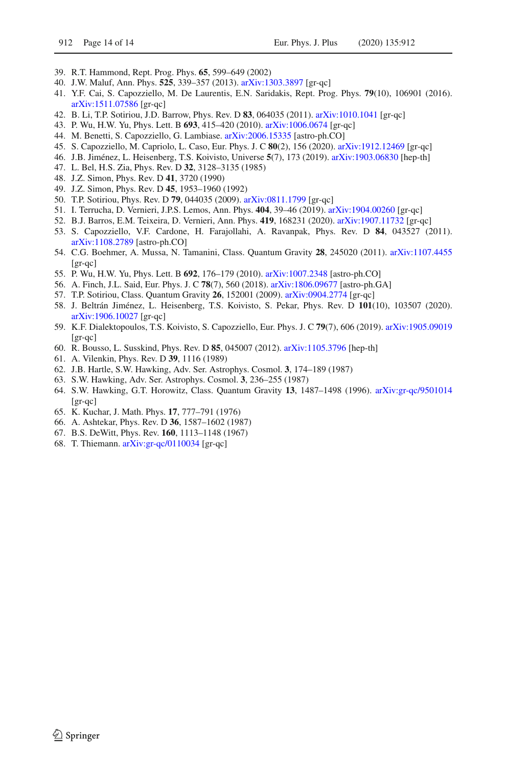39. R.T. Hammond, Rept. Prog. Phys. **65**, 599–649 (2002)
40. J.W. Maluf, Ann. Phys. **525**, 339–357 (2013). arXiv:1303.3897 [gr-qc]
41. Y.F. Cai, S. Capozziello, M. De Laurentis, E.N. Saridakis, Rept. Prog. Phys. **79**(10), 106901 (2016). arXiv:1511.07586 [gr-qc]
42. B. Li, T.P. Sotiriou, J.D. Barrow, Phys. Rev. D **83**, 064035 (2011). arXiv:1010.1041 [gr-qc]
43. P. Wu, H.W. Yu, Phys. Lett. B **693**, 415–420 (2010). arXiv:1006.0674 [gr-qc]
44. M. Benetti, S. Capozziello, G. Lambiase. arXiv:2006.15335 [astro-ph.CO]
45. S. Capozziello, M. Capriolo, L. Caso, Eur. Phys. J. C **80**(2), 156 (2020). arXiv:1912.12469 [gr-qc]
46. J.B. Jiménez, L. Heisenberg, T.S. Koivisto, Universe **5**(7), 173 (2019). arXiv:1903.06830 [hep-th]
47. L. Bel, H.S. Zia, Phys. Rev. D **32**, 3128–3135 (1985)
48. J.Z. Simon, Phys. Rev. D **41**, 3720 (1990)
49. J.Z. Simon, Phys. Rev. D **45**, 1953–1960 (1992)
50. T.P. Sotiriou, Phys. Rev. D **79**, 044035 (2009). arXiv:0811.1799 [gr-qc]
51. I. Terrucha, D. Vernieri, J.P.S. Lemos, Ann. Phys. **404**, 39–46 (2019). arXiv:1904.00260 [gr-qc]
52. B.J. Barros, E.M. Teixeira, D. Vernieri, Ann. Phys. **419**, 168231 (2020). arXiv:1907.11732 [gr-qc]
53. S. Capozziello, V.F. Cardone, H. Farajollahi, A. Ravanpak, Phys. Rev. D **84**, 043527 (2011). arXiv:1108.2789 [astro-ph.CO]
54. C.G. Boehmer, A. Mussa, N. Tamanini, Class. Quantum Gravity **28**, 245020 (2011). arXiv:1107.4455 [gr-qc]
55. P. Wu, H.W. Yu, Phys. Lett. B **692**, 176–179 (2010). arXiv:1007.2348 [astro-ph.CO]
56. A. Finch, J.L. Said, Eur. Phys. J. C **78**(7), 560 (2018). arXiv:1806.09677 [astro-ph.GA]
57. T.P. Sotiriou, Class. Quantum Gravity **26**, 152001 (2009). arXiv:0904.2774 [gr-qc]
58. J. Beltrán Jiménez, L. Heisenberg, T.S. Koivisto, S. Pekar, Phys. Rev. D **101**(10), 103507 (2020). arXiv:1906.10027 [gr-qc]
59. K.F. Dialektopoulos, T.S. Koivisto, S. Capozziello, Eur. Phys. J. C **79**(7), 606 (2019). arXiv:1905.09019 [gr-qc]
60. R. Bousso, L. Susskind, Phys. Rev. D **85**, 045007 (2012). arXiv:1105.3796 [hep-th]
61. A. Vilenkin, Phys. Rev. D **39**, 1116 (1989)
62. J.B. Hartle, S.W. Hawking, Adv. Ser. Astrophys. Cosmol. **3**, 174–189 (1987)
63. S.W. Hawking, Adv. Ser. Astrophys. Cosmol. **3**, 236–255 (1987)
64. S.W. Hawking, G.T. Horowitz, Class. Quantum Gravity **13**, 1487–1498 (1996). arXiv:gr-qc/9501014 [gr-qc]
65. K. Kuchar, J. Math. Phys. **17**, 777–791 (1976)
66. A. Ashtekar, Phys. Rev. D **36**, 1587–1602 (1987)
67. B.S. DeWitt, Phys. Rev. **160**, 1113–1148 (1967)
68. T. Thiemann. arXiv:gr-qc/0110034 [gr-qc]